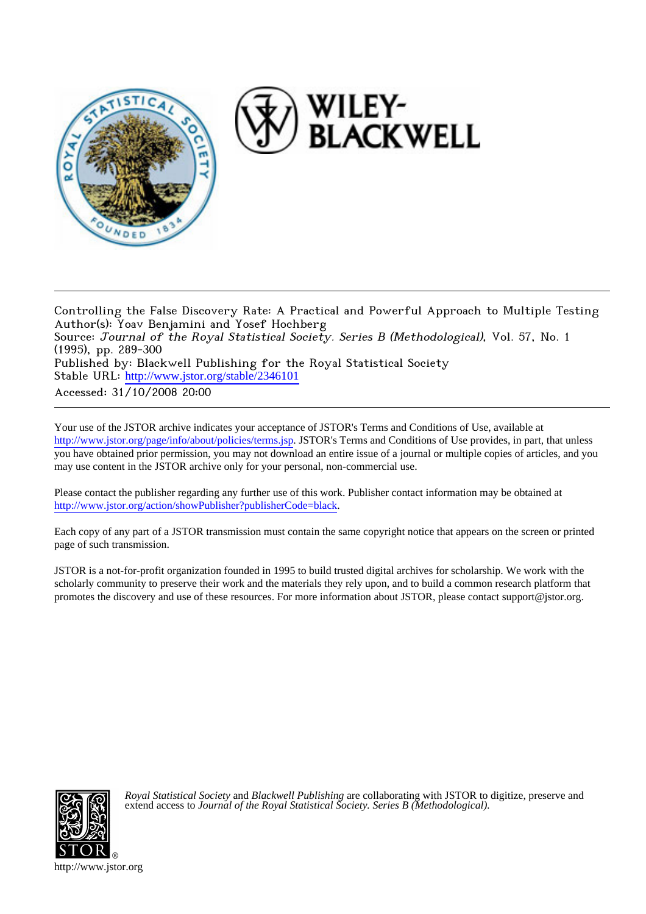Controlling the False Discovery Rate: A Practical and Powerful Approach to Multiple Testing
Author(s): Yoav Benjamini and Yosef Hochberg
Source: *Journal of the Royal Statistical Society. Series B (Methodological)*, Vol. 57, No. 1 (1995), pp. 289-300
Published by: Blackwell Publishing for the Royal Statistical Society
Stable URL: http://www.jstor.org/stable/2346101
Accessed: 31/10/2008 20:00

Your use of the JSTOR archive indicates your acceptance of JSTOR's Terms and Conditions of Use, available at http://www.jstor.org/page/info/about/policies/terms.jsp. JSTOR's Terms and Conditions of Use provides, in part, that unless you have obtained prior permission, you may not download an entire issue of a journal or multiple copies of articles, and you may use content in the JSTOR archive only for your personal, non-commercial use.

Please contact the publisher regarding any further use of this work. Publisher contact information may be obtained at http://www.jstor.org/action/showPublisher?publisherCode=black.

Each copy of any part of a JSTOR transmission must contain the same copyright notice that appears on the screen or printed page of such transmission.

JSTOR is a not-for-profit organization founded in 1995 to build trusted digital archives for scholarship. We work with the scholarly community to preserve their work and the materials they rely upon, and to build a common research platform that promotes the discovery and use of these resources. For more information about JSTOR, please contact support@jstor.org.

*Royal Statistical Society* and *Blackwell Publishing* are collaborating with JSTOR to digitize, preserve and extend access to *Journal of the Royal Statistical Society. Series B (Methodological).*

http://www.jstor.org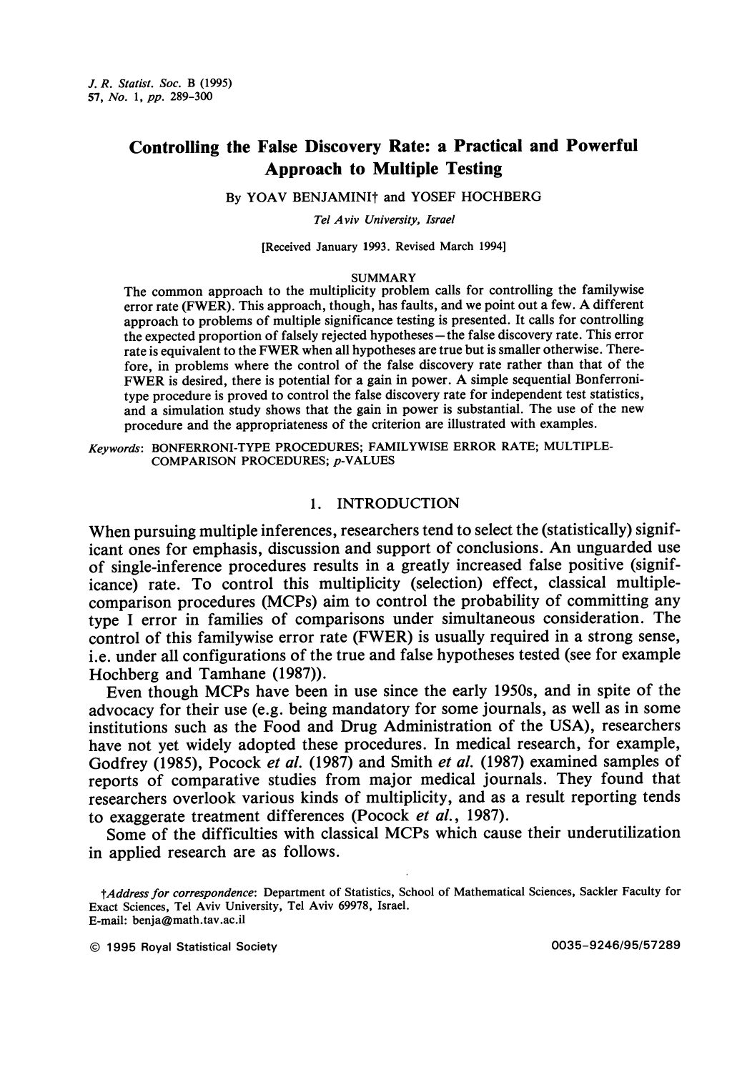# Controlling the False Discovery Rate: a Practical and Powerful Approach to Multiple Testing

By YOAV BENJAMINI† and YOSEF HOCHBERG

*Tel Aviv University, Israel*

[Received January 1993. Revised March 1994]

## SUMMARY

The common approach to the multiplicity problem calls for controlling the familywise error rate (FWER). This approach, though, has faults, and we point out a few. A different approach to problems of multiple significance testing is presented. It calls for controlling the expected proportion of falsely rejected hypotheses—the false discovery rate. This error rate is equivalent to the FWER when all hypotheses are true but is smaller otherwise. Therefore, in problems where the control of the false discovery rate rather than that of the FWER is desired, there is potential for a gain in power. A simple sequential Bonferroni-type procedure is proved to control the false discovery rate for independent test statistics, and a simulation study shows that the gain in power is substantial. The use of the new procedure and the appropriateness of the criterion are illustrated with examples.

*Keywords*: BONFERRONI-TYPE PROCEDURES; FAMILYWISE ERROR RATE; MULTIPLE-COMPARISON PROCEDURES; *p*-VALUES

## 1. INTRODUCTION

When pursuing multiple inferences, researchers tend to select the (statistically) significant ones for emphasis, discussion and support of conclusions. An unguarded use of single-inference procedures results in a greatly increased false positive (significance) rate. To control this multiplicity (selection) effect, classical multiple-comparison procedures (MCPs) aim to control the probability of committing any type I error in families of comparisons under simultaneous consideration. The control of this familywise error rate (FWER) is usually required in a strong sense, i.e. under all configurations of the true and false hypotheses tested (see for example Hochberg and Tamhane (1987)).

Even though MCPs have been in use since the early 1950s, and in spite of the advocacy for their use (e.g. being mandatory for some journals, as well as in some institutions such as the Food and Drug Administration of the USA), researchers have not yet widely adopted these procedures. In medical research, for example, Godfrey (1985), Pocock *et al.* (1987) and Smith *et al.* (1987) examined samples of reports of comparative studies from major medical journals. They found that researchers overlook various kinds of multiplicity, and as a result reporting tends to exaggerate treatment differences (Pocock *et al.*, 1987).

Some of the difficulties with classical MCPs which cause their underutilization in applied research are as follows.

†*Address for correspondence*: Department of Statistics, School of Mathematical Sciences, Sackler Faculty for Exact Sciences, Tel Aviv University, Tel Aviv 69978, Israel.
E-mail: benja@math.tav.ac.il

© 1995 Royal Statistical Society 0035-9246/95/57289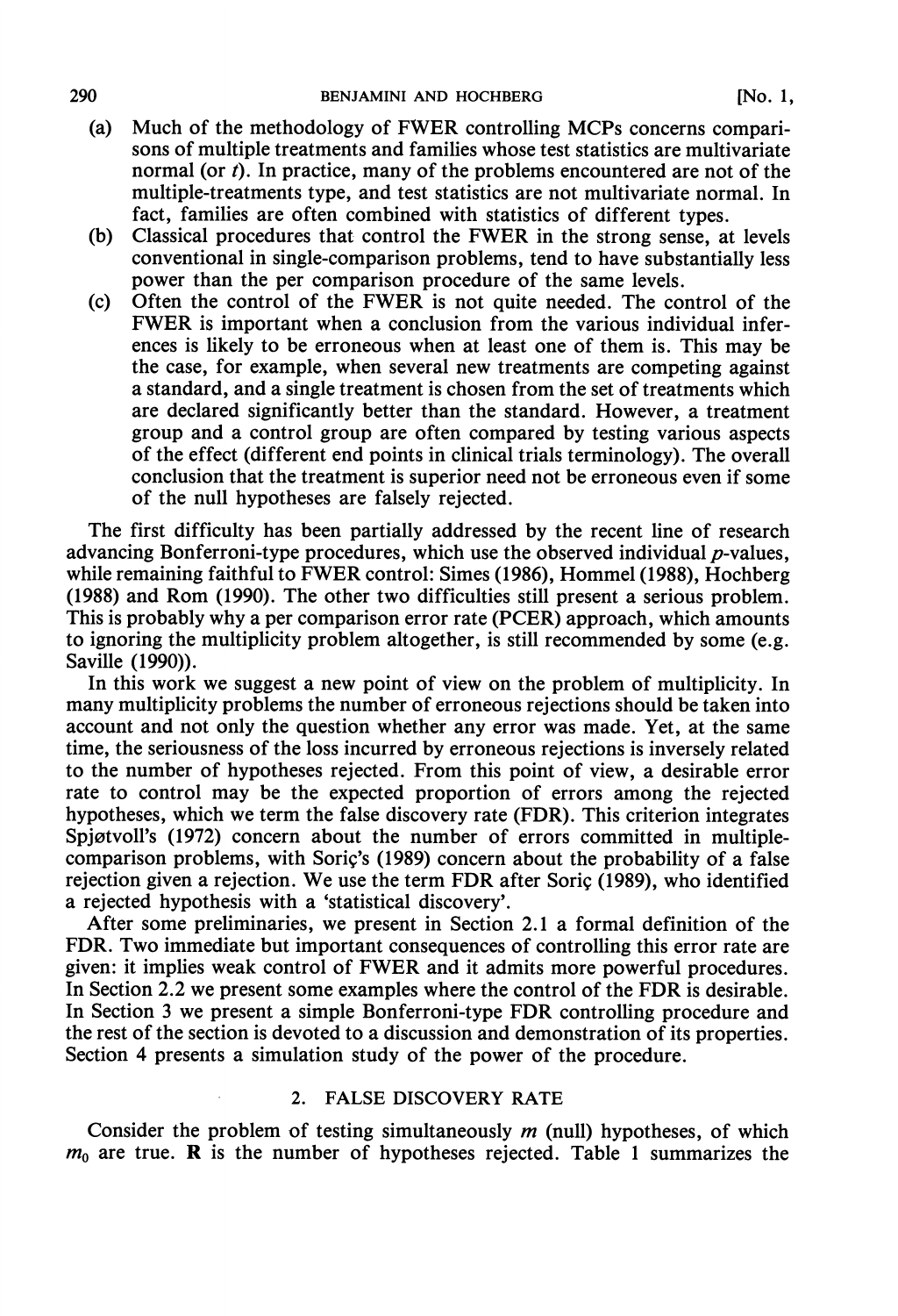(a) Much of the methodology of FWER controlling MCPs concerns comparisons of multiple treatments and families whose test statistics are multivariate normal (or $t$). In practice, many of the problems encountered are not of the multiple-treatments type, and test statistics are not multivariate normal. In fact, families are often combined with statistics of different types.

(b) Classical procedures that control the FWER in the strong sense, at levels conventional in single-comparison problems, tend to have substantially less power than the per comparison procedure of the same levels.

(c) Often the control of the FWER is not quite needed. The control of the FWER is important when a conclusion from the various individual inferences is likely to be erroneous when at least one of them is. This may be the case, for example, when several new treatments are competing against a standard, and a single treatment is chosen from the set of treatments which are declared significantly better than the standard. However, a treatment group and a control group are often compared by testing various aspects of the effect (different end points in clinical trials terminology). The overall conclusion that the treatment is superior need not be erroneous even if some of the null hypotheses are falsely rejected.

The first difficulty has been partially addressed by the recent line of research advancing Bonferroni-type procedures, which use the observed individual $p$-values, while remaining faithful to FWER control: Simes (1986), Hommel (1988), Hochberg (1988) and Rom (1990). The other two difficulties still present a serious problem. This is probably why a per comparison error rate (PCER) approach, which amounts to ignoring the multiplicity problem altogether, is still recommended by some (e.g. Saville (1990)).

In this work we suggest a new point of view on the problem of multiplicity. In many multiplicity problems the number of erroneous rejections should be taken into account and not only the question whether any error was made. Yet, at the same time, the seriousness of the loss incurred by erroneous rejections is inversely related to the number of hypotheses rejected. From this point of view, a desirable error rate to control may be the expected proportion of errors among the rejected hypotheses, which we term the false discovery rate (FDR). This criterion integrates Spjøtvoll's (1972) concern about the number of errors committed in multiple-comparison problems, with Soriç's (1989) concern about the probability of a false rejection given a rejection. We use the term FDR after Soriç (1989), who identified a rejected hypothesis with a 'statistical discovery'.

After some preliminaries, we present in Section 2.1 a formal definition of the FDR. Two immediate but important consequences of controlling this error rate are given: it implies weak control of FWER and it admits more powerful procedures. In Section 2.2 we present some examples where the control of the FDR is desirable. In Section 3 we present a simple Bonferroni-type FDR controlling procedure and the rest of the section is devoted to a discussion and demonstration of its properties. Section 4 presents a simulation study of the power of the procedure.

## 2. FALSE DISCOVERY RATE

Consider the problem of testing simultaneously $m$ (null) hypotheses, of which $m_0$ are true. $\mathbf{R}$ is the number of hypotheses rejected. Table 1 summarizes the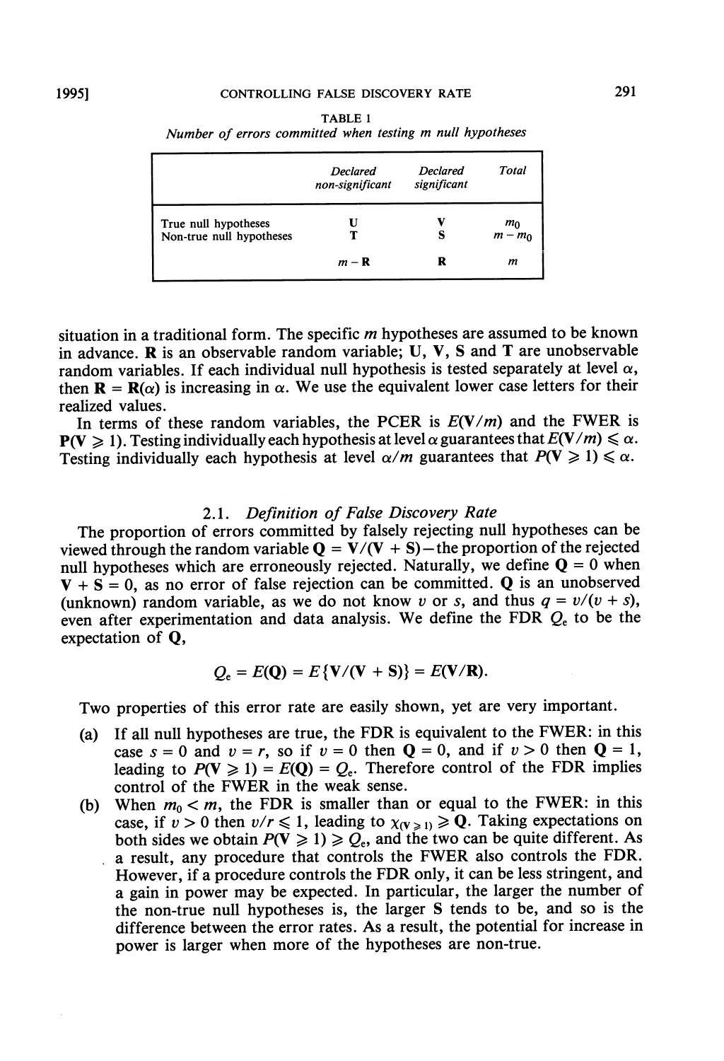TABLE 1

*Number of errors committed when testing m null hypotheses*

| | *Declared non-significant* | *Declared significant* | *Total* |
|---|---|---|---|
| True null hypotheses | $\mathbf{U}$ | $\mathbf{V}$ | $m_0$ |
| Non-true null hypotheses | $\mathbf{T}$ | $\mathbf{S}$ | $m - m_0$ |
| | $m - \mathbf{R}$ | $\mathbf{R}$ | $m$ |

situation in a traditional form. The specific $m$ hypotheses are assumed to be known in advance. $\mathbf{R}$ is an observable random variable; $\mathbf{U}$, $\mathbf{V}$, $\mathbf{S}$ and $\mathbf{T}$ are unobservable random variables. If each individual null hypothesis is tested separately at level $\alpha$, then $\mathbf{R} = \mathbf{R}(\alpha)$ is increasing in $\alpha$. We use the equivalent lower case letters for their realized values.

In terms of these random variables, the PCER is $E(\mathbf{V}/m)$ and the FWER is $P(\mathbf{V} \geqslant 1)$. Testing individually each hypothesis at level $\alpha$ guarantees that $E(\mathbf{V}/m) \leqslant \alpha$. Testing individually each hypothesis at level $\alpha/m$ guarantees that $P(\mathbf{V} \geqslant 1) \leqslant \alpha$.

### 2.1. *Definition of False Discovery Rate*

The proportion of errors committed by falsely rejecting null hypotheses can be viewed through the random variable $\mathbf{Q} = \mathbf{V}/(\mathbf{V} + \mathbf{S})$ – the proportion of the rejected null hypotheses which are erroneously rejected. Naturally, we define $\mathbf{Q} = 0$ when $\mathbf{V} + \mathbf{S} = 0$, as no error of false rejection can be committed. $\mathbf{Q}$ is an unobserved (unknown) random variable, as we do not know $v$ or $s$, and thus $q = v/(v + s)$, even after experimentation and data analysis. We define the FDR $Q_e$ to be the expectation of $\mathbf{Q}$,

$$Q_e = E(\mathbf{Q}) = E\{\mathbf{V}/(\mathbf{V} + \mathbf{S})\} = E(\mathbf{V}/\mathbf{R}).$$

Two properties of this error rate are easily shown, yet are very important.

(a) If all null hypotheses are true, the FDR is equivalent to the FWER: in this case $s = 0$ and $v = r$, so if $v = 0$ then $\mathbf{Q} = 0$, and if $v > 0$ then $\mathbf{Q} = 1$, leading to $P(\mathbf{V} \geqslant 1) = E(\mathbf{Q}) = Q_e$. Therefore control of the FDR implies control of the FWER in the weak sense.

(b) When $m_0 < m$, the FDR is smaller than or equal to the FWER: in this case, if $v > 0$ then $v/r \leqslant 1$, leading to $\chi_{(\mathbf{V} \geqslant 1)} \geqslant \mathbf{Q}$. Taking expectations on both sides we obtain $P(\mathbf{V} \geqslant 1) \geqslant Q_e$, and the two can be quite different. As a result, any procedure that controls the FWER also controls the FDR. However, if a procedure controls the FDR only, it can be less stringent, and a gain in power may be expected. In particular, the larger the number of the non-true null hypotheses is, the larger $\mathbf{S}$ tends to be, and so is the difference between the error rates. As a result, the potential for increase in power is larger when more of the hypotheses are non-true.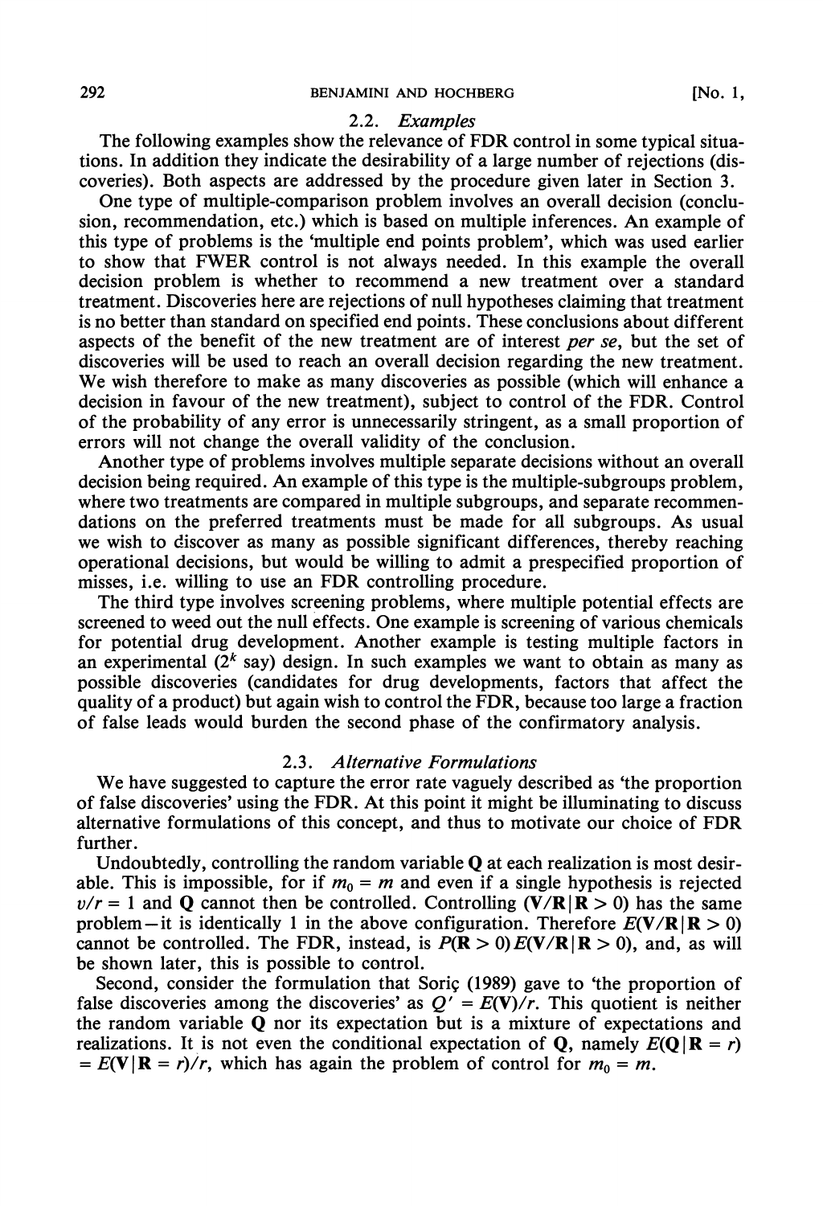### 2.2. *Examples*

The following examples show the relevance of FDR control in some typical situations. In addition they indicate the desirability of a large number of rejections (discoveries). Both aspects are addressed by the procedure given later in Section 3.

One type of multiple-comparison problem involves an overall decision (conclusion, recommendation, etc.) which is based on multiple inferences. An example of this type of problems is the 'multiple end points problem', which was used earlier to show that FWER control is not always needed. In this example the overall decision problem is whether to recommend a new treatment over a standard treatment. Discoveries here are rejections of null hypotheses claiming that treatment is no better than standard on specified end points. These conclusions about different aspects of the benefit of the new treatment are of interest *per se*, but the set of discoveries will be used to reach an overall decision regarding the new treatment. We wish therefore to make as many discoveries as possible (which will enhance a decision in favour of the new treatment), subject to control of the FDR. Control of the probability of any error is unnecessarily stringent, as a small proportion of errors will not change the overall validity of the conclusion.

Another type of problems involves multiple separate decisions without an overall decision being required. An example of this type is the multiple-subgroups problem, where two treatments are compared in multiple subgroups, and separate recommendations on the preferred treatments must be made for all subgroups. As usual we wish to discover as many as possible significant differences, thereby reaching operational decisions, but would be willing to admit a prespecified proportion of misses, i.e. willing to use an FDR controlling procedure.

The third type involves screening problems, where multiple potential effects are screened to weed out the null effects. One example is screening of various chemicals for potential drug development. Another example is testing multiple factors in an experimental ($2^k$ say) design. In such examples we want to obtain as many as possible discoveries (candidates for drug developments, factors that affect the quality of a product) but again wish to control the FDR, because too large a fraction of false leads would burden the second phase of the confirmatory analysis.

### 2.3. *Alternative Formulations*

We have suggested to capture the error rate vaguely described as 'the proportion of false discoveries' using the FDR. At this point it might be illuminating to discuss alternative formulations of this concept, and thus to motivate our choice of FDR further.

Undoubtedly, controlling the random variable $\mathbf{Q}$ at each realization is most desirable. This is impossible, for if $m_0 = m$ and even if a single hypothesis is rejected $v/r = 1$ and $\mathbf{Q}$ cannot then be controlled. Controlling $(\mathbf{V}/\mathbf{R}|\mathbf{R} > 0)$ has the same problem—it is identically 1 in the above configuration. Therefore $E(\mathbf{V}/\mathbf{R}|\mathbf{R} > 0)$ cannot be controlled. The FDR, instead, is $P(\mathbf{R} > 0)\, E(\mathbf{V}/\mathbf{R}|\mathbf{R} > 0)$, and, as will be shown later, this is possible to control.

Second, consider the formulation that Soriç (1989) gave to 'the proportion of false discoveries among the discoveries' as $Q' = E(\mathbf{V})/r$. This quotient is neither the random variable $\mathbf{Q}$ nor its expectation but is a mixture of expectations and realizations. It is not even the conditional expectation of $\mathbf{Q}$, namely $E(\mathbf{Q}|\mathbf{R} = r) = E(\mathbf{V}|\mathbf{R} = r)/r$, which has again the problem of control for $m_0 = m$.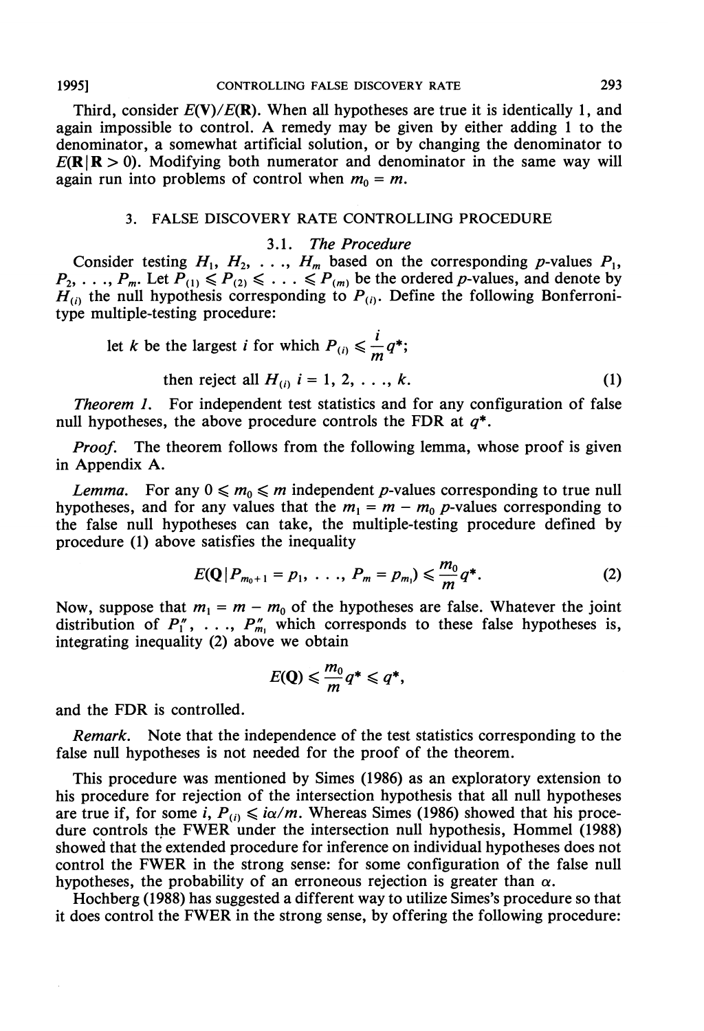Third, consider $E(\mathbf{V})/E(\mathbf{R})$. When all hypotheses are true it is identically 1, and again impossible to control. A remedy may be given by either adding 1 to the denominator, a somewhat artificial solution, or by changing the denominator to $E(\mathbf{R}|\mathbf{R} > 0)$. Modifying both numerator and denominator in the same way will again run into problems of control when $m_0 = m$.

## 3. FALSE DISCOVERY RATE CONTROLLING PROCEDURE

### 3.1. *The Procedure*

Consider testing $H_1, H_2, \ldots, H_m$ based on the corresponding *p*-values $P_1, P_2, \ldots, P_m$. Let $P_{(1)} \leqslant P_{(2)} \leqslant \ldots \leqslant P_{(m)}$ be the ordered *p*-values, and denote by $H_{(i)}$ the null hypothesis corresponding to $P_{(i)}$. Define the following Bonferroni-type multiple-testing procedure:

$$\text{let } k \text{ be the largest } i \text{ for which } P_{(i)} \leqslant \frac{i}{m} q^*;$$

$$\text{then reject all } H_{(i)} \; i = 1, 2, \ldots, k. \tag{1}$$

*Theorem 1.* For independent test statistics and for any configuration of false null hypotheses, the above procedure controls the FDR at $q^*$.

*Proof.* The theorem follows from the following lemma, whose proof is given in Appendix A.

*Lemma.* For any $0 \leqslant m_0 \leqslant m$ independent *p*-values corresponding to true null hypotheses, and for any values that the $m_1 = m - m_0$ *p*-values corresponding to the false null hypotheses can take, the multiple-testing procedure defined by procedure (1) above satisfies the inequality

$$E(\mathbf{Q} \,|\, P_{m_0+1} = p_1, \ldots, P_m = p_{m_1}) \leqslant \frac{m_0}{m} q^*. \tag{2}$$

Now, suppose that $m_1 = m - m_0$ of the hypotheses are false. Whatever the joint distribution of $P_1'', \ldots, P_{m_1}''$ which corresponds to these false hypotheses is, integrating inequality (2) above we obtain

$$E(\mathbf{Q}) \leqslant \frac{m_0}{m} q^* \leqslant q^*,$$

and the FDR is controlled.

*Remark.* Note that the independence of the test statistics corresponding to the false null hypotheses is not needed for the proof of the theorem.

This procedure was mentioned by Simes (1986) as an exploratory extension to his procedure for rejection of the intersection hypothesis that all null hypotheses are true if, for some $i$, $P_{(i)} \leqslant i\alpha/m$. Whereas Simes (1986) showed that his procedure controls the FWER under the intersection null hypothesis, Hommel (1988) showed that the extended procedure for inference on individual hypotheses does not control the FWER in the strong sense: for some configuration of the false null hypotheses, the probability of an erroneous rejection is greater than $\alpha$.

Hochberg (1988) has suggested a different way to utilize Simes's procedure so that it does control the FWER in the strong sense, by offering the following procedure: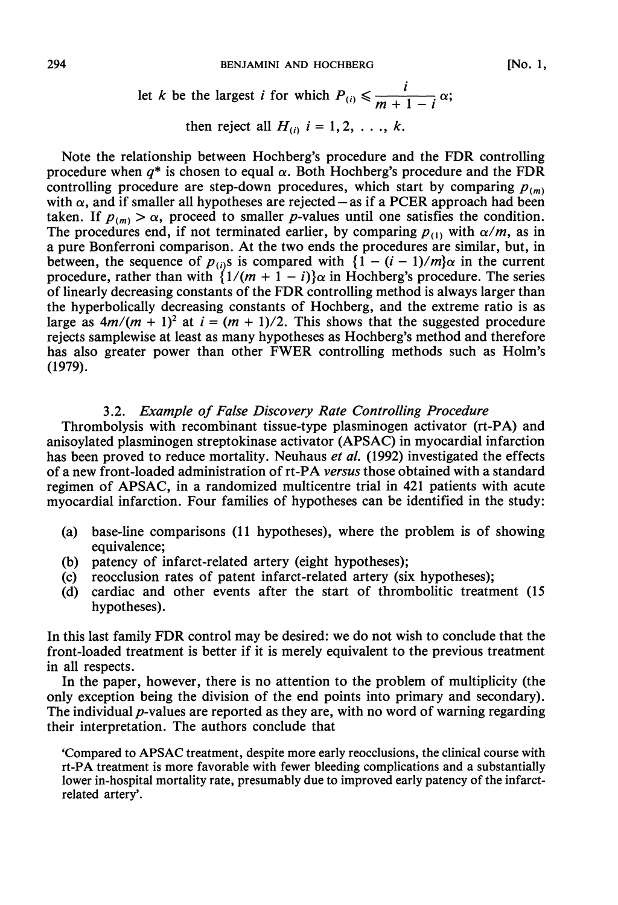let $k$ be the largest $i$ for which $P_{(i)} \leqslant \dfrac{i}{m+1-i}\alpha$;

then reject all $H_{(i)}$ $i = 1, 2, \ldots, k$.

Note the relationship between Hochberg's procedure and the FDR controlling procedure when $q^*$ is chosen to equal $\alpha$. Both Hochberg's procedure and the FDR controlling procedure are step-down procedures, which start by comparing $p_{(m)}$ with $\alpha$, and if smaller all hypotheses are rejected—as if a PCER approach had been taken. If $p_{(m)} > \alpha$, proceed to smaller $p$-values until one satisfies the condition. The procedures end, if not terminated earlier, by comparing $p_{(1)}$ with $\alpha/m$, as in a pure Bonferroni comparison. At the two ends the procedures are similar, but, in between, the sequence of $p_{(i)}$s is compared with $\{1 - (i-1)/m\}\alpha$ in the current procedure, rather than with $\{1/(m+1-i)\}\alpha$ in Hochberg's procedure. The series of linearly decreasing constants of the FDR controlling method is always larger than the hyperbolically decreasing constants of Hochberg, and the extreme ratio is as large as $4m/(m+1)^2$ at $i = (m+1)/2$. This shows that the suggested procedure rejects samplewise at least as many hypotheses as Hochberg's method and therefore has also greater power than other FWER controlling methods such as Holm's (1979).

### 3.2. *Example of False Discovery Rate Controlling Procedure*

Thrombolysis with recombinant tissue-type plasminogen activator (rt-PA) and anisoylated plasminogen streptokinase activator (APSAC) in myocardial infarction has been proved to reduce mortality. Neuhaus *et al.* (1992) investigated the effects of a new front-loaded administration of rt-PA *versus* those obtained with a standard regimen of APSAC, in a randomized multicentre trial in 421 patients with acute myocardial infarction. Four families of hypotheses can be identified in the study:

(a) base-line comparisons (11 hypotheses), where the problem is of showing equivalence;
(b) patency of infarct-related artery (eight hypotheses);
(c) reocclusion rates of patent infarct-related artery (six hypotheses);
(d) cardiac and other events after the start of thrombolitic treatment (15 hypotheses).

In this last family FDR control may be desired: we do not wish to conclude that the front-loaded treatment is better if it is merely equivalent to the previous treatment in all respects.

In the paper, however, there is no attention to the problem of multiplicity (the only exception being the division of the end points into primary and secondary). The individual $p$-values are reported as they are, with no word of warning regarding their interpretation. The authors conclude that

> 'Compared to APSAC treatment, despite more early reocclusions, the clinical course with rt-PA treatment is more favorable with fewer bleeding complications and a substantially lower in-hospital mortality rate, presumably due to improved early patency of the infarct-related artery'.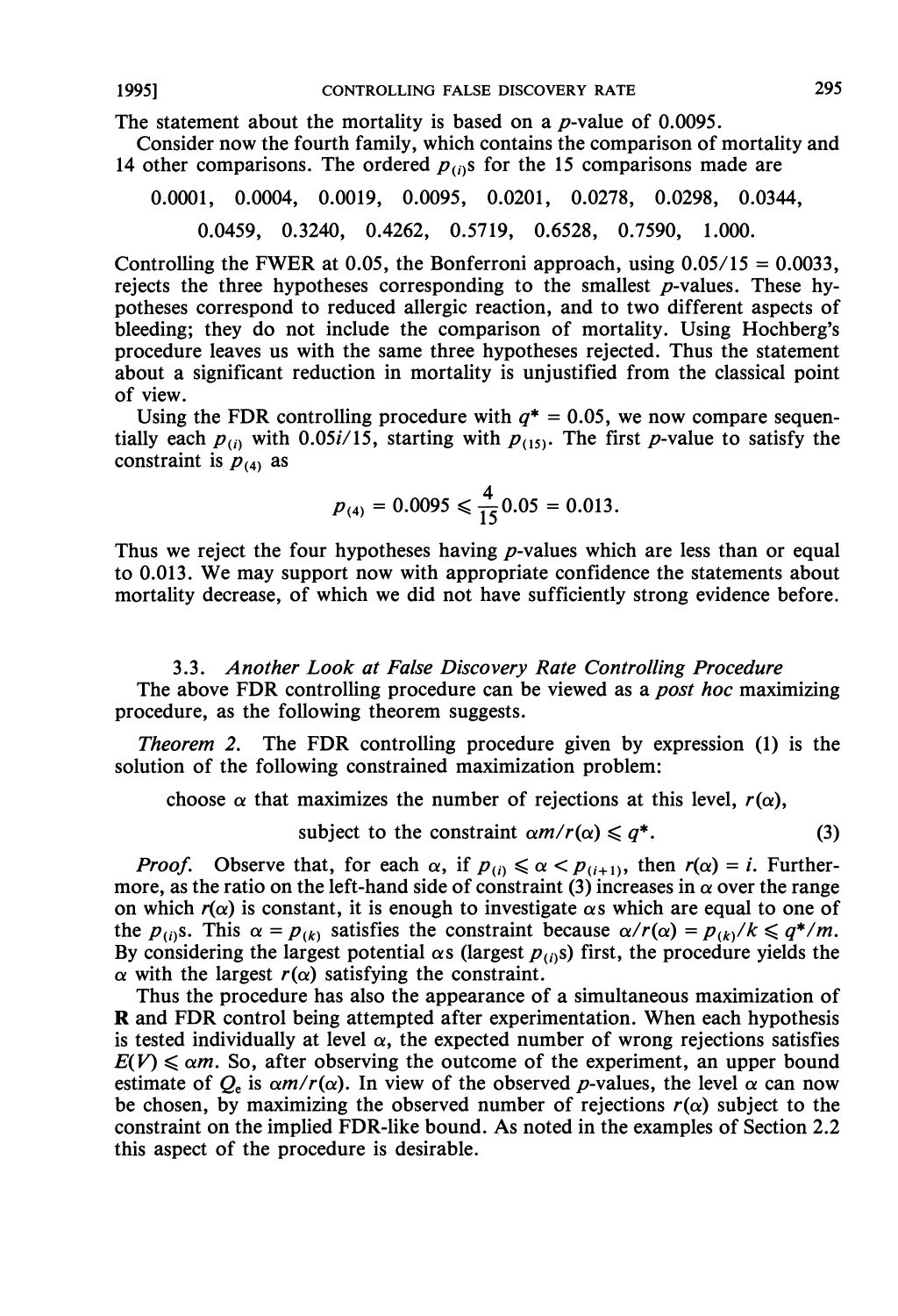The statement about the mortality is based on a $p$-value of 0.0095.

Consider now the fourth family, which contains the comparison of mortality and 14 other comparisons. The ordered $p_{(i)}$s for the 15 comparisons made are

0.0001, 0.0004, 0.0019, 0.0095, 0.0201, 0.0278, 0.0298, 0.0344, 0.0459, 0.3240, 0.4262, 0.5719, 0.6528, 0.7590, 1.000.

Controlling the FWER at 0.05, the Bonferroni approach, using $0.05/15 = 0.0033$, rejects the three hypotheses corresponding to the smallest $p$-values. These hypotheses correspond to reduced allergic reaction, and to two different aspects of bleeding; they do not include the comparison of mortality. Using Hochberg's procedure leaves us with the same three hypotheses rejected. Thus the statement about a significant reduction in mortality is unjustified from the classical point of view.

Using the FDR controlling procedure with $q^* = 0.05$, we now compare sequentially each $p_{(i)}$ with $0.05i/15$, starting with $p_{(15)}$. The first $p$-value to satisfy the constraint is $p_{(4)}$ as

$$p_{(4)} = 0.0095 \leqslant \frac{4}{15} 0.05 = 0.013.$$

Thus we reject the four hypotheses having $p$-values which are less than or equal to 0.013. We may support now with appropriate confidence the statements about mortality decrease, of which we did not have sufficiently strong evidence before.

### 3.3. *Another Look at False Discovery Rate Controlling Procedure*

The above FDR controlling procedure can be viewed as a *post hoc* maximizing procedure, as the following theorem suggests.

*Theorem 2.* The FDR controlling procedure given by expression (1) is the solution of the following constrained maximization problem:

choose $\alpha$ that maximizes the number of rejections at this level, $r(\alpha)$,

$$\text{subject to the constraint } \alpha m / r(\alpha) \leqslant q^*. \tag{3}$$

*Proof.* Observe that, for each $\alpha$, if $p_{(i)} \leqslant \alpha < p_{(i+1)}$, then $r(\alpha) = i$. Furthermore, as the ratio on the left-hand side of constraint (3) increases in $\alpha$ over the range on which $r(\alpha)$ is constant, it is enough to investigate $\alpha$s which are equal to one of the $p_{(i)}$s. This $\alpha = p_{(k)}$ satisfies the constraint because $\alpha/r(\alpha) = p_{(k)}/k \leqslant q^*/m$. By considering the largest potential $\alpha$s (largest $p_{(i)}$s) first, the procedure yields the $\alpha$ with the largest $r(\alpha)$ satisfying the constraint.

Thus the procedure has also the appearance of a simultaneous maximization of $\mathbf{R}$ and FDR control being attempted after experimentation. When each hypothesis is tested individually at level $\alpha$, the expected number of wrong rejections satisfies $E(V) \leqslant \alpha m$. So, after observing the outcome of the experiment, an upper bound estimate of $Q_e$ is $\alpha m / r(\alpha)$. In view of the observed $p$-values, the level $\alpha$ can now be chosen, by maximizing the observed number of rejections $r(\alpha)$ subject to the constraint on the implied FDR-like bound. As noted in the examples of Section 2.2 this aspect of the procedure is desirable.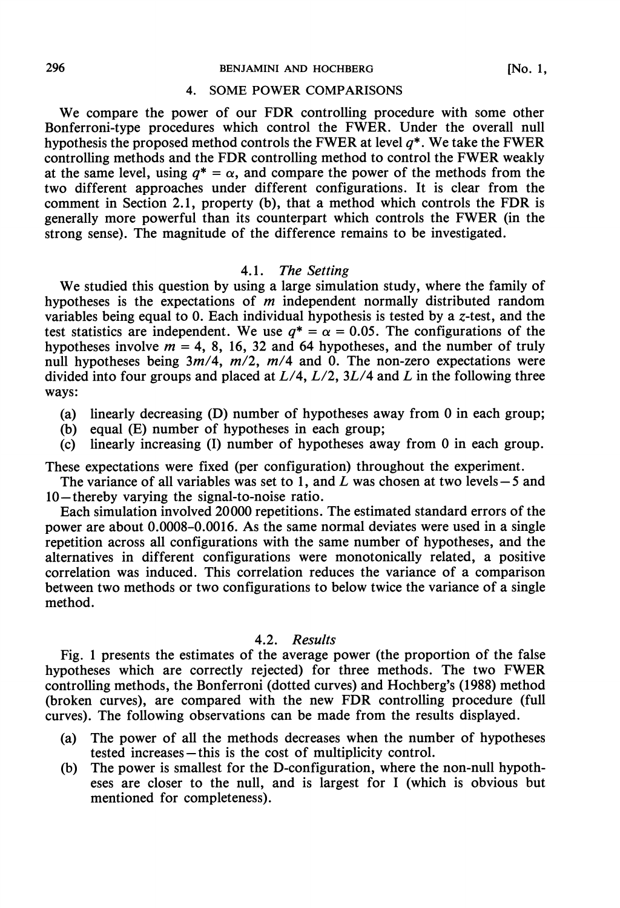## 4. SOME POWER COMPARISONS

We compare the power of our FDR controlling procedure with some other Bonferroni-type procedures which control the FWER. Under the overall null hypothesis the proposed method controls the FWER at level $q^*$. We take the FWER controlling methods and the FDR controlling method to control the FWER weakly at the same level, using $q^* = \alpha$, and compare the power of the methods from the two different approaches under different configurations. It is clear from the comment in Section 2.1, property (b), that a method which controls the FDR is generally more powerful than its counterpart which controls the FWER (in the strong sense). The magnitude of the difference remains to be investigated.

### 4.1. *The Setting*

We studied this question by using a large simulation study, where the family of hypotheses is the expectations of $m$ independent normally distributed random variables being equal to 0. Each individual hypothesis is tested by a $z$-test, and the test statistics are independent. We use $q^* = \alpha = 0.05$. The configurations of the hypotheses involve $m$ = 4, 8, 16, 32 and 64 hypotheses, and the number of truly null hypotheses being $3m/4$, $m/2$, $m/4$ and 0. The non-zero expectations were divided into four groups and placed at $L/4$, $L/2$, $3L/4$ and $L$ in the following three ways:

(a) linearly decreasing (D) number of hypotheses away from 0 in each group;
(b) equal (E) number of hypotheses in each group;
(c) linearly increasing (I) number of hypotheses away from 0 in each group.

These expectations were fixed (per configuration) throughout the experiment.

The variance of all variables was set to 1, and $L$ was chosen at two levels—5 and 10—thereby varying the signal-to-noise ratio.

Each simulation involved 20000 repetitions. The estimated standard errors of the power are about 0.0008–0.0016. As the same normal deviates were used in a single repetition across all configurations with the same number of hypotheses, and the alternatives in different configurations were monotonically related, a positive correlation was induced. This correlation reduces the variance of a comparison between two methods or two configurations to below twice the variance of a single method.

### 4.2. *Results*

Fig. 1 presents the estimates of the average power (the proportion of the false hypotheses which are correctly rejected) for three methods. The two FWER controlling methods, the Bonferroni (dotted curves) and Hochberg's (1988) method (broken curves), are compared with the new FDR controlling procedure (full curves). The following observations can be made from the results displayed.

(a) The power of all the methods decreases when the number of hypotheses tested increases—this is the cost of multiplicity control.
(b) The power is smallest for the D-configuration, where the non-null hypotheses are closer to the null, and is largest for I (which is obvious but mentioned for completeness).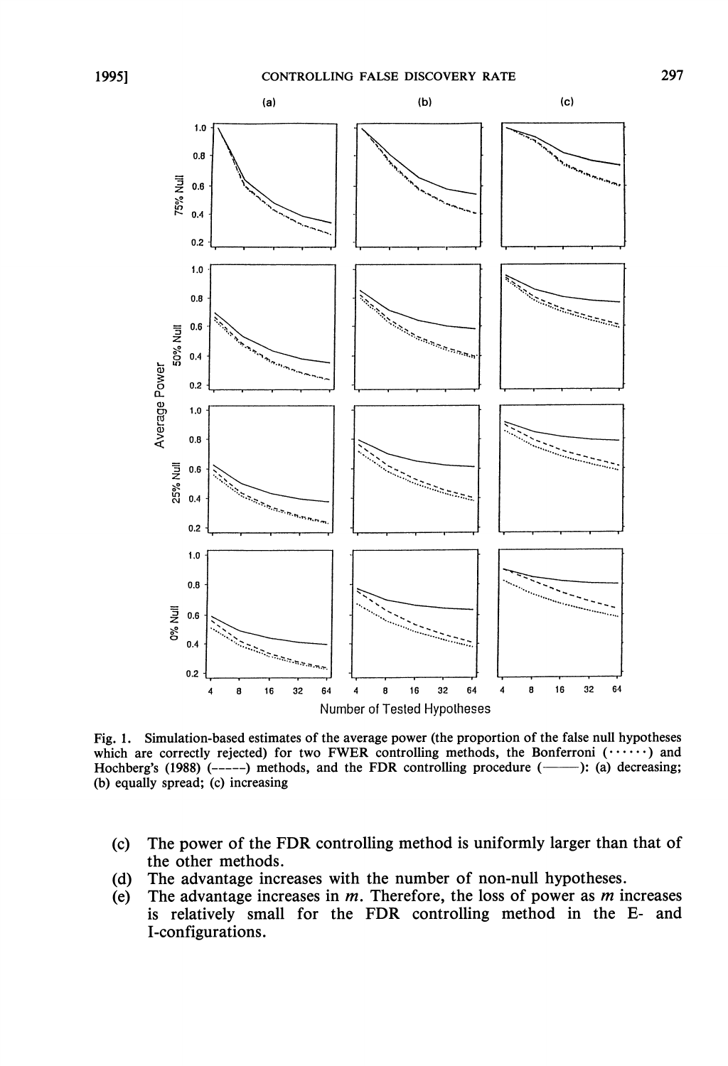Fig. 1. Simulation-based estimates of the average power (the proportion of the false null hypotheses which are correctly rejected) for two FWER controlling methods, the Bonferroni (······) and Hochberg's (1988) (-----) methods, and the FDR controlling procedure (——): (a) decreasing; (b) equally spread; (c) increasing

(c) The power of the FDR controlling method is uniformly larger than that of the other methods.
(d) The advantage increases with the number of non-null hypotheses.
(e) The advantage increases in $m$. Therefore, the loss of power as $m$ increases is relatively small for the FDR controlling method in the E- and I-configurations.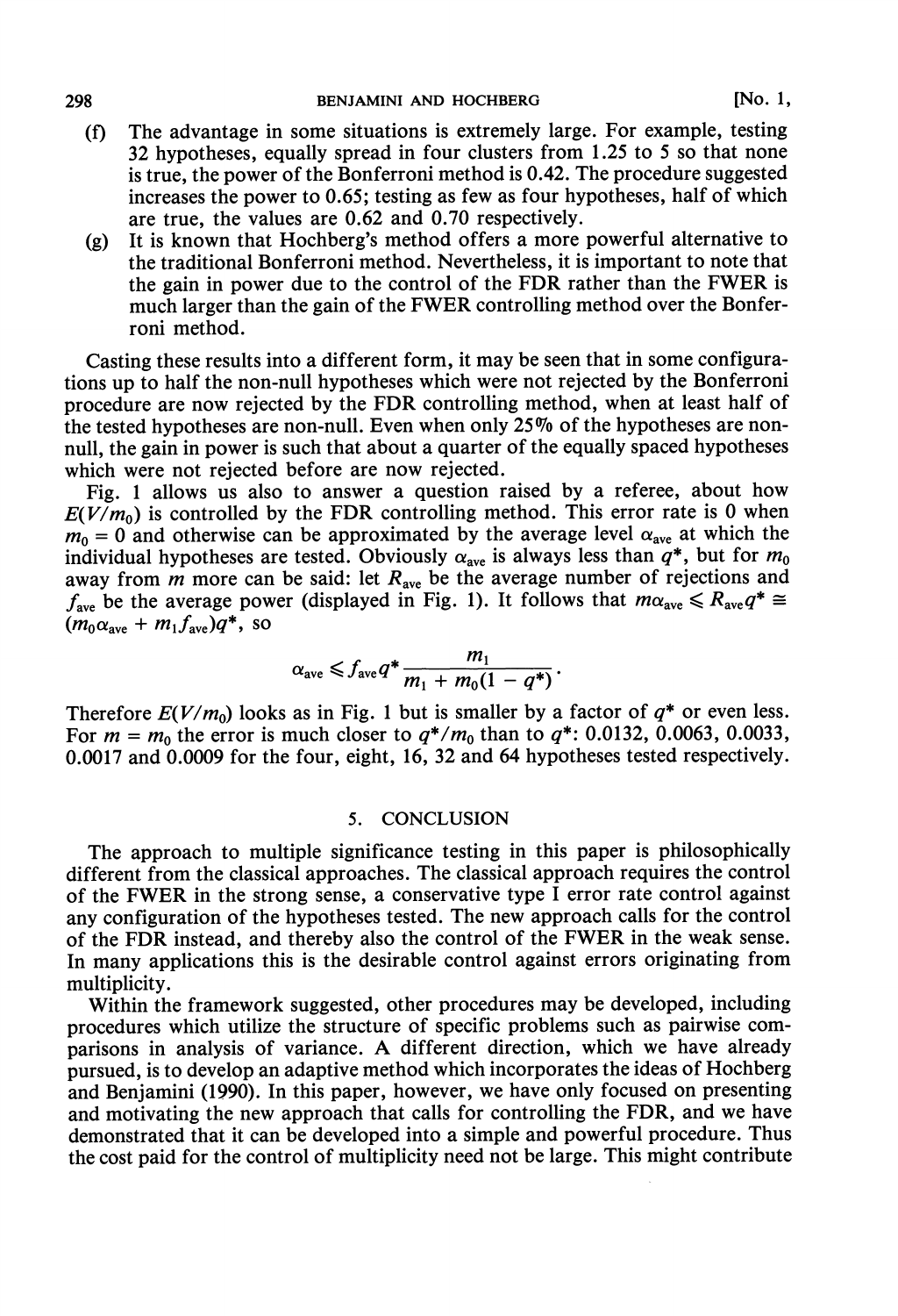(f) The advantage in some situations is extremely large. For example, testing 32 hypotheses, equally spread in four clusters from 1.25 to 5 so that none is true, the power of the Bonferroni method is 0.42. The procedure suggested increases the power to 0.65; testing as few as four hypotheses, half of which are true, the values are 0.62 and 0.70 respectively.

(g) It is known that Hochberg's method offers a more powerful alternative to the traditional Bonferroni method. Nevertheless, it is important to note that the gain in power due to the control of the FDR rather than the FWER is much larger than the gain of the FWER controlling method over the Bonferroni method.

Casting these results into a different form, it may be seen that in some configurations up to half the non-null hypotheses which were not rejected by the Bonferroni procedure are now rejected by the FDR controlling method, when at least half of the tested hypotheses are non-null. Even when only 25% of the hypotheses are non-null, the gain in power is such that about a quarter of the equally spaced hypotheses which were not rejected before are now rejected.

Fig. 1 allows us also to answer a question raised by a referee, about how $E(V/m_0)$ is controlled by the FDR controlling method. This error rate is 0 when $m_0 = 0$ and otherwise can be approximated by the average level $\alpha_{ave}$ at which the individual hypotheses are tested. Obviously $\alpha_{ave}$ is always less than $q^*$, but for $m_0$ away from $m$ more can be said: let $R_{ave}$ be the average number of rejections and $f_{ave}$ be the average power (displayed in Fig. 1). It follows that $m\alpha_{ave} \leqslant R_{ave}q^* \cong (m_0\alpha_{ave} + m_1 f_{ave})q^*$, so

$$\alpha_{ave} \leqslant f_{ave}q^* \frac{m_1}{m_1 + m_0(1 - q^*)}.$$

Therefore $E(V/m_0)$ looks as in Fig. 1 but is smaller by a factor of $q^*$ or even less. For $m = m_0$ the error is much closer to $q^*/m_0$ than to $q^*$: 0.0132, 0.0063, 0.0033, 0.0017 and 0.0009 for the four, eight, 16, 32 and 64 hypotheses tested respectively.

## 5. CONCLUSION

The approach to multiple significance testing in this paper is philosophically different from the classical approaches. The classical approach requires the control of the FWER in the strong sense, a conservative type I error rate control against any configuration of the hypotheses tested. The new approach calls for the control of the FDR instead, and thereby also the control of the FWER in the weak sense. In many applications this is the desirable control against errors originating from multiplicity.

Within the framework suggested, other procedures may be developed, including procedures which utilize the structure of specific problems such as pairwise comparisons in analysis of variance. A different direction, which we have already pursued, is to develop an adaptive method which incorporates the ideas of Hochberg and Benjamini (1990). In this paper, however, we have only focused on presenting and motivating the new approach that calls for controlling the FDR, and we have demonstrated that it can be developed into a simple and powerful procedure. Thus the cost paid for the control of multiplicity need not be large. This might contribute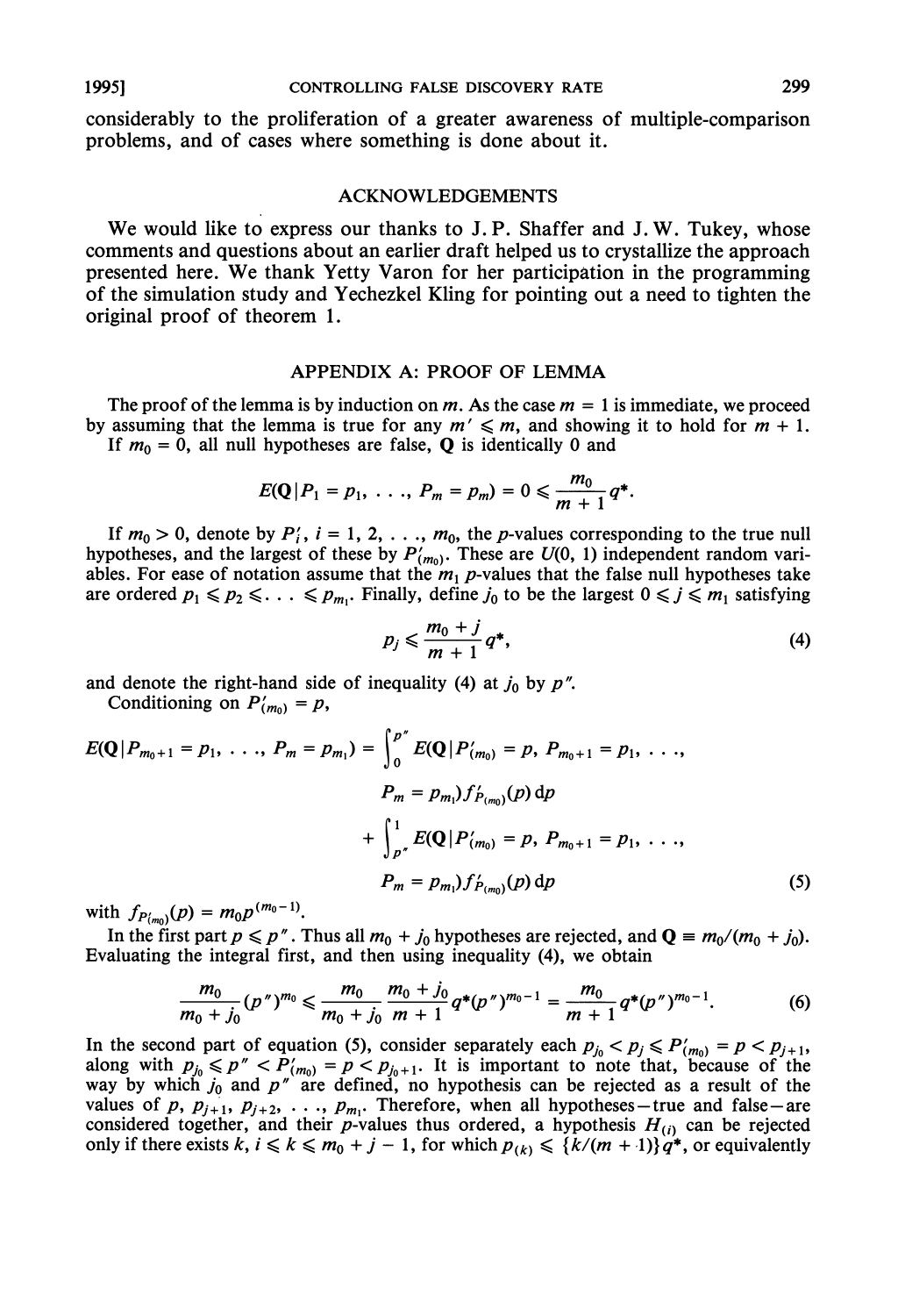considerably to the proliferation of a greater awareness of multiple-comparison problems, and of cases where something is done about it.

## ACKNOWLEDGEMENTS

We would like to express our thanks to J. P. Shaffer and J. W. Tukey, whose comments and questions about an earlier draft helped us to crystallize the approach presented here. We thank Yetty Varon for her participation in the programming of the simulation study and Yechezkel Kling for pointing out a need to tighten the original proof of theorem 1.

## APPENDIX A: PROOF OF LEMMA

The proof of the lemma is by induction on $m$. As the case $m = 1$ is immediate, we proceed by assuming that the lemma is true for any $m' \leqslant m$, and showing it to hold for $m + 1$.

If $m_0 = 0$, all null hypotheses are false, $\mathbf{Q}$ is identically 0 and

$$E(\mathbf{Q} | P_1 = p_1, \ldots, P_m = p_m) = 0 \leqslant \frac{m_0}{m+1} q^*.$$

If $m_0 > 0$, denote by $P_i'$, $i = 1, 2, \ldots, m_0$, the $p$-values corresponding to the true null hypotheses, and the largest of these by $P'_{(m_0)}$. These are $U(0, 1)$ independent random variables. For ease of notation assume that the $m_1$ $p$-values that the false null hypotheses take are ordered $p_1 \leqslant p_2 \leqslant \ldots \leqslant p_{m_1}$. Finally, define $j_0$ to be the largest $0 \leqslant j \leqslant m_1$ satisfying

$$p_j \leqslant \frac{m_0 + j}{m+1} q^*, \tag{4}$$

and denote the right-hand side of inequality (4) at $j_0$ by $p''$.

Conditioning on $P'_{(m_0)} = p$,

$$\begin{aligned} E(\mathbf{Q} | P_{m_0+1} = p_1, \ldots, P_m = p_{m_1}) = & \int_0^{p''} E(\mathbf{Q} | P'_{(m_0)} = p, P_{m_0+1} = p_1, \ldots, \\ & P_m = p_{m_1}) f_{P'_{(m_0)}}(p) \, \mathrm{d}p \\ & + \int_{p''}^1 E(\mathbf{Q} | P'_{(m_0)} = p, P_{m_0+1} = p_1, \ldots, \\ & P_m = p_{m_1}) f_{P'_{(m_0)}}(p) \, \mathrm{d}p \end{aligned} \tag{5}$$

with $f_{P'_{(m_0)}}(p) = m_0 p^{(m_0-1)}$.

In the first part $p \leqslant p''$. Thus all $m_0 + j_0$ hypotheses are rejected, and $\mathbf{Q} \equiv m_0/(m_0 + j_0)$. Evaluating the integral first, and then using inequality (4), we obtain

$$\frac{m_0}{m_0 + j_0} (p'')^{m_0} \leqslant \frac{m_0}{m_0 + j_0} \frac{m_0 + j_0}{m+1} q^* (p'')^{m_0 - 1} = \frac{m_0}{m+1} q^* (p'')^{m_0 - 1}. \tag{6}$$

In the second part of equation (5), consider separately each $p_{j_0} < p_j \leqslant P'_{(m_0)} = p < p_{j+1}$, along with $p_{j_0} \leqslant p'' < P'_{(m_0)} = p < p_{j_0+1}$. It is important to note that, because of the way by which $j_0$ and $p''$ are defined, no hypothesis can be rejected as a result of the values of $p, p_{j+1}, p_{j+2}, \ldots, p_{m_1}$. Therefore, when all hypotheses—true and false—are considered together, and their $p$-values thus ordered, a hypothesis $H_{(i)}$ can be rejected only if there exists $k$, $i \leqslant k \leqslant m_0 + j - 1$, for which $p_{(k)} \leqslant \{k/(m+1)\} q^*$, or equivalently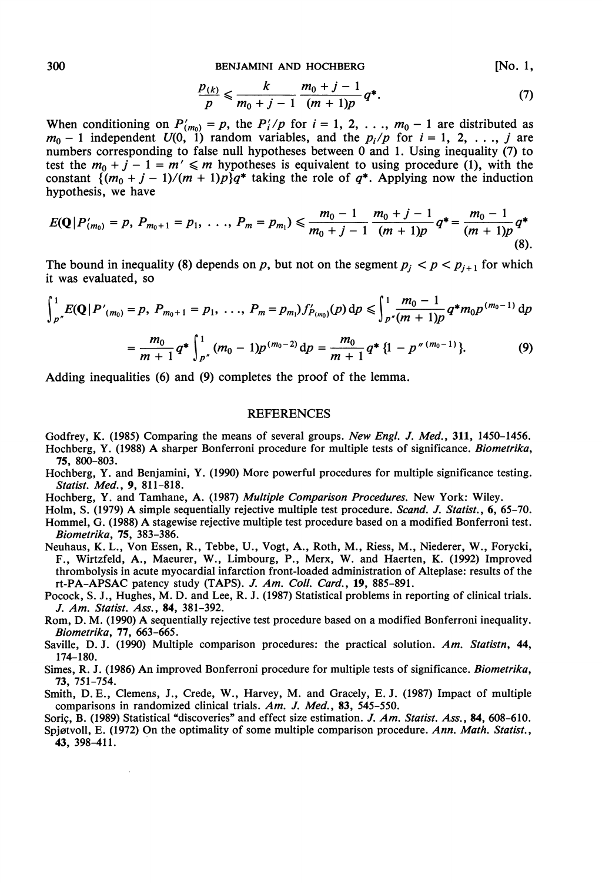$$\frac{p_{(k)}}{p} \leqslant \frac{k}{m_0 + j - 1} \frac{m_0 + j - 1}{(m+1)p} q^*. \tag{7}$$

When conditioning on $P'_{(m_0)} = p$, the $P'_i/p$ for $i = 1, 2, \ldots, m_0 - 1$ are distributed as $m_0 - 1$ independent $U(0, 1)$ random variables, and the $p_i/p$ for $i = 1, 2, \ldots, j$ are numbers corresponding to false null hypotheses between 0 and 1. Using inequality (7) to test the $m_0 + j - 1 = m' \leqslant m$ hypotheses is equivalent to using procedure (1), with the constant $\{(m_0 + j - 1)/(m + 1)p\}q^*$ taking the role of $q^*$. Applying now the induction hypothesis, we have

$$E(\mathbf{Q} \mid P'_{(m_0)} = p,\ P_{m_0+1} = p_1, \ldots, P_m = p_{m_1}) \leqslant \frac{m_0 - 1}{m_0 + j - 1} \frac{m_0 + j - 1}{(m+1)p} q^* = \frac{m_0 - 1}{(m+1)p} q^* \tag{8}$$

The bound in inequality (8) depends on $p$, but not on the segment $p_j < p < p_{j+1}$ for which it was evaluated, so

$$\int_{p''}^{1} E(\mathbf{Q} \mid P'_{(m_0)} = p,\ P_{m_0+1} = p_1, \ldots, P_m = p_{m_1}) f_{P'_{(m_0)}}(p)\,\mathrm{d}p \leqslant \int_{p''}^{1} \frac{m_0 - 1}{(m+1)p} q^* m_0 p^{(m_0 - 1)}\,\mathrm{d}p$$

$$= \frac{m_0}{m+1} q^* \int_{p''}^{1} (m_0 - 1) p^{(m_0 - 2)}\,\mathrm{d}p = \frac{m_0}{m+1} q^* \{1 - p''^{(m_0 - 1)}\}. \tag{9}$$

Adding inequalities (6) and (9) completes the proof of the lemma.

## REFERENCES

Godfrey, K. (1985) Comparing the means of several groups. *New Engl. J. Med.*, **311**, 1450–1456.

Hochberg, Y. (1988) A sharper Bonferroni procedure for multiple tests of significance. *Biometrika*, **75**, 800–803.

Hochberg, Y. and Benjamini, Y. (1990) More powerful procedures for multiple significance testing. *Statist. Med.*, **9**, 811–818.

Hochberg, Y. and Tamhane, A. (1987) *Multiple Comparison Procedures*. New York: Wiley.

Holm, S. (1979) A simple sequentially rejective multiple test procedure. *Scand. J. Statist.*, **6**, 65–70.

Hommel, G. (1988) A stagewise rejective multiple test procedure based on a modified Bonferroni test. *Biometrika*, **75**, 383–386.

Neuhaus, K. L., Von Essen, R., Tebbe, U., Vogt, A., Roth, M., Riess, M., Niederer, W., Forycki, F., Wirtzfeld, A., Maeurer, W., Limbourg, P., Merx, W. and Haerten, K. (1992) Improved thrombolysis in acute myocardial infarction front-loaded administration of Alteplase: results of the rt-PA-APSAC patency study (TAPS). *J. Am. Coll. Card.*, **19**, 885–891.

Pocock, S. J., Hughes, M. D. and Lee, R. J. (1987) Statistical problems in reporting of clinical trials. *J. Am. Statist. Ass.*, **84**, 381–392.

Rom, D. M. (1990) A sequentially rejective test procedure based on a modified Bonferroni inequality. *Biometrika*, **77**, 663–665.

Saville, D. J. (1990) Multiple comparison procedures: the practical solution. *Am. Statistn*, **44**, 174–180.

Simes, R. J. (1986) An improved Bonferroni procedure for multiple tests of significance. *Biometrika*, **73**, 751–754.

Smith, D. E., Clemens, J., Crede, W., Harvey, M. and Gracely, E. J. (1987) Impact of multiple comparisons in randomized clinical trials. *Am. J. Med.*, **83**, 545–550.

Soriç, B. (1989) Statistical "discoveries" and effect size estimation. *J. Am. Statist. Ass.*, **84**, 608–610.

Spjøtvoll, E. (1972) On the optimality of some multiple comparison procedure. *Ann. Math. Statist.*, **43**, 398–411.